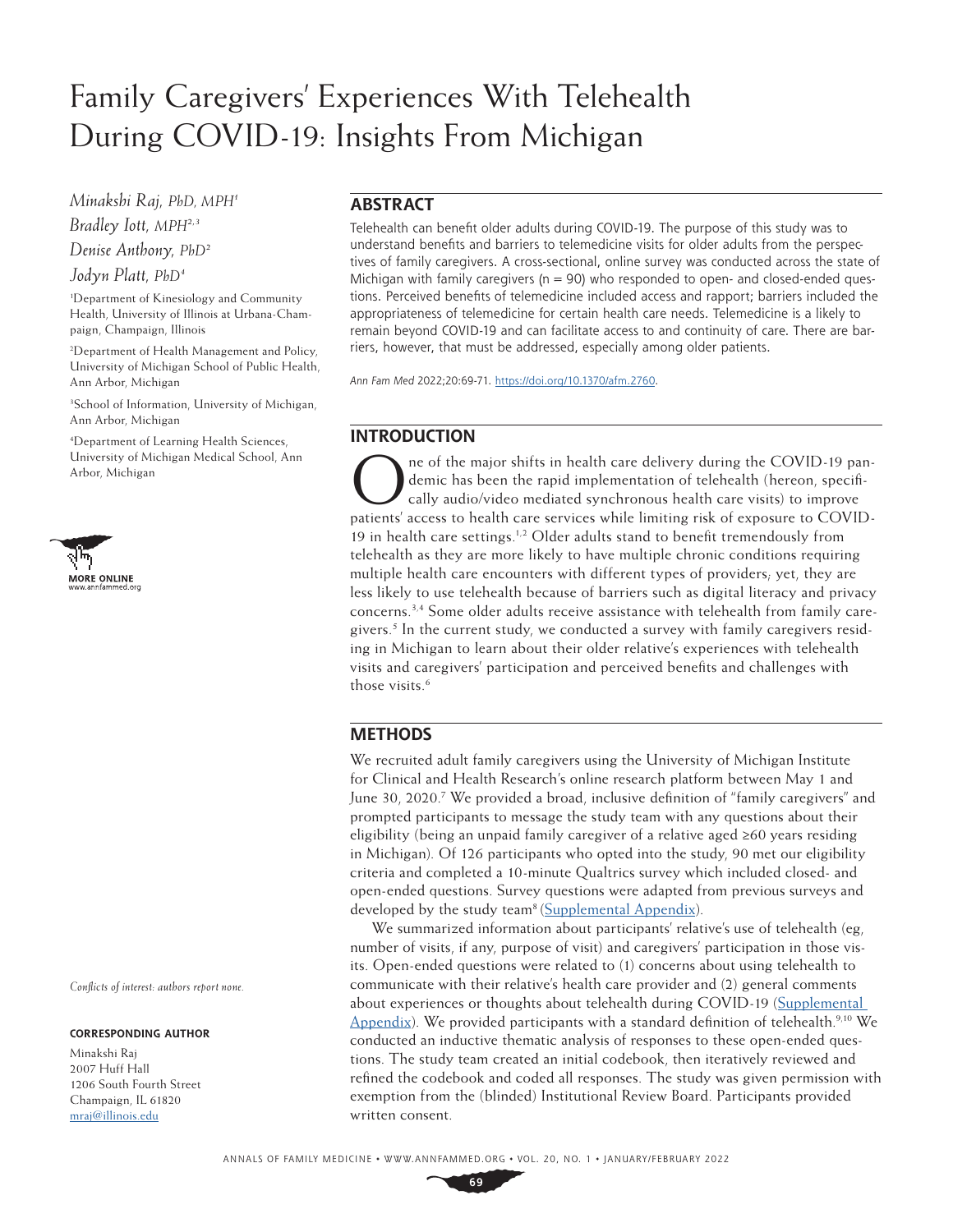# Family Caregivers' Experiences With Telehealth During COVID-19: Insights From Michigan

*Minakshi Raj, PhD, MPH*[1]

*Bradley Iott, MPH*[2,3]

*Denise Anthony, PhD*[2]

*Jodyn Platt, PhD*[4]

[1]Department of Kinesiology and Community Health, University of Illinois at Urbana-Champaign, Champaign, Illinois

[2]Department of Health Management and Policy, University of Michigan School of Public Health, Ann Arbor, Michigan

[3]School of Information, University of Michigan, Ann Arbor, Michigan

[4]Department of Learning Health Sciences, University of Michigan Medical School, Ann Arbor, Michigan

MORE ONLINE
www.annfammed.org

*Conflicts of interest: authors report none.*

**CORRESPONDING AUTHOR**

Minakshi Raj
2007 Huff Hall
1206 South Fourth Street
Champaign, IL 61820
mraj@illinois.edu

## ABSTRACT

Telehealth can benefit older adults during COVID-19. The purpose of this study was to understand benefits and barriers to telemedicine visits for older adults from the perspectives of family caregivers. A cross-sectional, online survey was conducted across the state of Michigan with family caregivers (n = 90) who responded to open- and closed-ended questions. Perceived benefits of telemedicine included access and rapport; barriers included the appropriateness of telemedicine for certain health care needs. Telemedicine is a likely to remain beyond COVID-19 and can facilitate access to and continuity of care. There are barriers, however, that must be addressed, especially among older patients.

*Ann Fam Med* 2022;20:69-71. https://doi.org/10.1370/afm.2760.

## INTRODUCTION

One of the major shifts in health care delivery during the COVID-19 pandemic has been the rapid implementation of telehealth (hereon, specifically audio/video mediated synchronous health care visits) to improve patients' access to health care services while limiting risk of exposure to COVID-19 in health care settings.[1,2] Older adults stand to benefit tremendously from telehealth as they are more likely to have multiple chronic conditions requiring multiple health care encounters with different types of providers; yet, they are less likely to use telehealth because of barriers such as digital literacy and privacy concerns.[3,4] Some older adults receive assistance with telehealth from family caregivers.[5] In the current study, we conducted a survey with family caregivers residing in Michigan to learn about their older relative's experiences with telehealth visits and caregivers' participation and perceived benefits and challenges with those visits.[6]

## METHODS

We recruited adult family caregivers using the University of Michigan Institute for Clinical and Health Research's online research platform between May 1 and June 30, 2020.[7] We provided a broad, inclusive definition of "family caregivers" and prompted participants to message the study team with any questions about their eligibility (being an unpaid family caregiver of a relative aged ≥60 years residing in Michigan). Of 126 participants who opted into the study, 90 met our eligibility criteria and completed a 10-minute Qualtrics survey which included closed- and open-ended questions. Survey questions were adapted from previous surveys and developed by the study team[8] (Supplemental Appendix).

We summarized information about participants' relative's use of telehealth (eg, number of visits, if any, purpose of visit) and caregivers' participation in those visits. Open-ended questions were related to (1) concerns about using telehealth to communicate with their relative's health care provider and (2) general comments about experiences or thoughts about telehealth during COVID-19 (Supplemental Appendix). We provided participants with a standard definition of telehealth.[9,10] We conducted an inductive thematic analysis of responses to these open-ended questions. The study team created an initial codebook, then iteratively reviewed and refined the codebook and coded all responses. The study was given permission with exemption from the (blinded) Institutional Review Board. Participants provided written consent.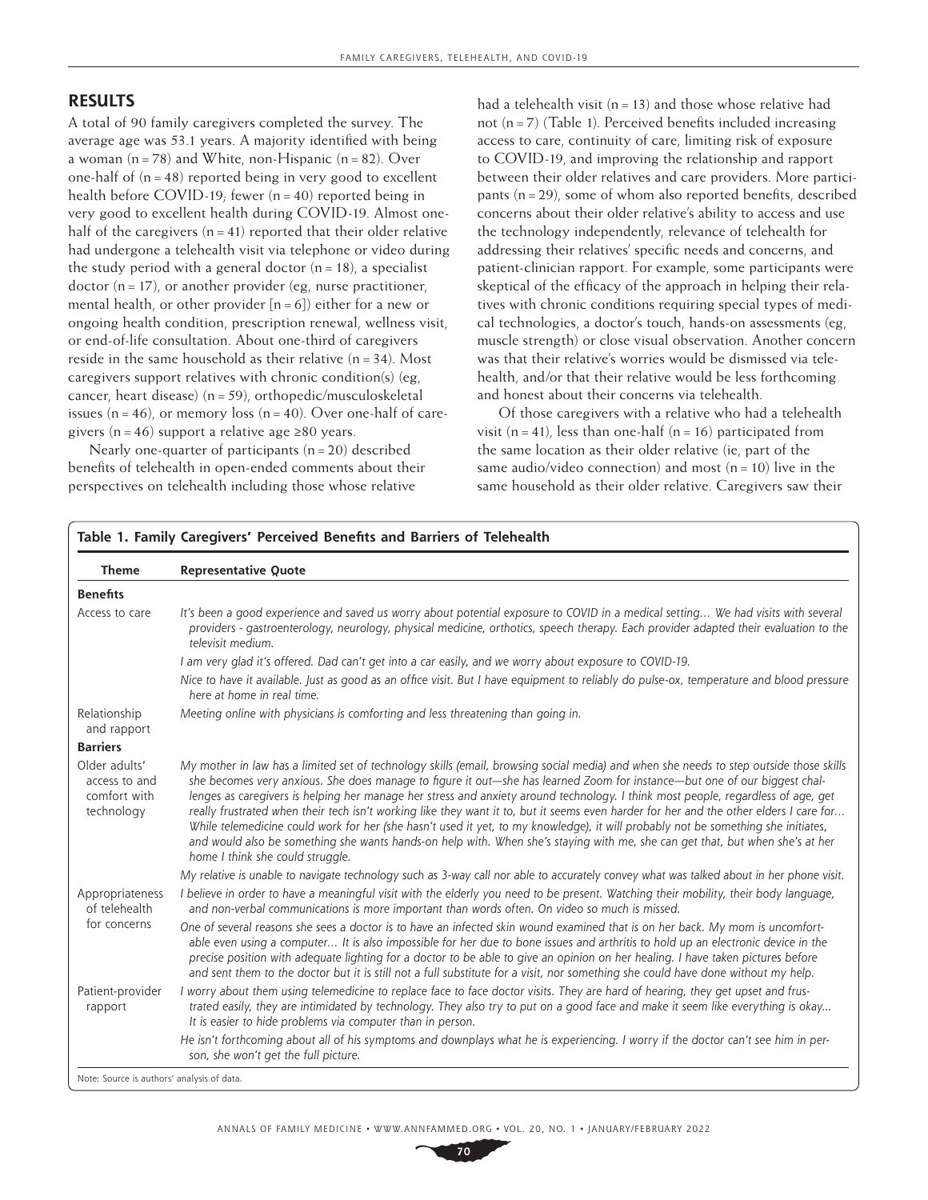## RESULTS

A total of 90 family caregivers completed the survey. The average age was 53.1 years. A majority identified with being a woman (n = 78) and White, non-Hispanic (n = 82). Over one-half of (n = 48) reported being in very good to excellent health before COVID-19; fewer (n = 40) reported being in very good to excellent health during COVID-19. Almost one-half of the caregivers (n = 41) reported that their older relative had undergone a telehealth visit via telephone or video during the study period with a general doctor (n = 18), a specialist doctor (n = 17), or another provider (eg, nurse practitioner, mental health, or other provider [n = 6]) either for a new or ongoing health condition, prescription renewal, wellness visit, or end-of-life consultation. About one-third of caregivers reside in the same household as their relative (n = 34). Most caregivers support relatives with chronic condition(s) (eg, cancer, heart disease) (n = 59), orthopedic/musculoskeletal issues (n = 46), or memory loss (n = 40). Over one-half of caregivers (n = 46) support a relative age ≥80 years.

Nearly one-quarter of participants (n = 20) described benefits of telehealth in open-ended comments about their perspectives on telehealth including those whose relative had a telehealth visit (n = 13) and those whose relative had not (n = 7) (Table 1). Perceived benefits included increasing access to care, continuity of care, limiting risk of exposure to COVID-19, and improving the relationship and rapport between their older relatives and care providers. More participants (n = 29), some of whom also reported benefits, described concerns about their older relative's ability to access and use the technology independently, relevance of telehealth for addressing their relatives' specific needs and concerns, and patient-clinician rapport. For example, some participants were skeptical of the efficacy of the approach in helping their relatives with chronic conditions requiring special types of medical technologies, a doctor's touch, hands-on assessments (eg, muscle strength) or close visual observation. Another concern was that their relative's worries would be dismissed via telehealth, and/or that their relative would be less forthcoming and honest about their concerns via telehealth.

Of those caregivers with a relative who had a telehealth visit (n = 41), less than one-half (n = 16) participated from the same location as their older relative (ie, part of the same audio/video connection) and most (n = 10) live in the same household as their older relative. Caregivers saw their

**Table 1. Family Caregivers' Perceived Benefits and Barriers of Telehealth**

| Theme | Representative Quote |
|---|---|
| **Benefits** | |
| Access to care | *It's been a good experience and saved us worry about potential exposure to COVID in a medical setting... We had visits with several providers - gastroenterology, neurology, physical medicine, orthotics, speech therapy. Each provider adapted their evaluation to the televisit medium.* |
| | *I am very glad it's offered. Dad can't get into a car easily, and we worry about exposure to COVID-19.* |
| | *Nice to have it available. Just as good as an office visit. But I have equipment to reliably do pulse-ox, temperature and blood pressure here at home in real time.* |
| Relationship and rapport | *Meeting online with physicians is comforting and less threatening than going in.* |
| **Barriers** | |
| Older adults' access to and comfort with technology | *My mother in law has a limited set of technology skills (email, browsing social media) and when she needs to step outside those skills she becomes very anxious. She does manage to figure it out—she has learned Zoom for instance—but one of our biggest challenges as caregivers is helping her manage her stress and anxiety around technology. I think most people, regardless of age, get really frustrated when their tech isn't working like they want it to, but it seems even harder for her and the other elders I care for... While telemedicine could work for her (she hasn't used it yet, to my knowledge), it will probably not be something she initiates, and would also be something she wants hands-on help with. When she's staying with me, she can get that, but when she's at her home I think she could struggle.* |
| | *My relative is unable to navigate technology such as 3-way call nor able to accurately convey what was talked about in her phone visit.* |
| Appropriateness of telehealth for concerns | *I believe in order to have a meaningful visit with the elderly you need to be present. Watching their mobility, their body language, and non-verbal communications is more important than words often. On video so much is missed.* |
| | *One of several reasons she sees a doctor is to have an infected skin wound examined that is on her back. My mom is uncomfortable even using a computer... It is also impossible for her due to bone issues and arthritis to hold up an electronic device in the precise position with adequate lighting for a doctor to be able to give an opinion on her healing. I have taken pictures before and sent them to the doctor but it is still not a full substitute for a visit, nor something she could have done without my help.* |
| Patient-provider rapport | *I worry about them using telemedicine to replace face to face doctor visits. They are hard of hearing, they get upset and frustrated easily, they are intimidated by technology. They also try to put on a good face and make it seem like everything is okay... It is easier to hide problems via computer than in person.* |
| | *He isn't forthcoming about all of his symptoms and downplays what he is experiencing. I worry if the doctor can't see him in person, she won't get the full picture.* |

Note: Source is authors' analysis of data.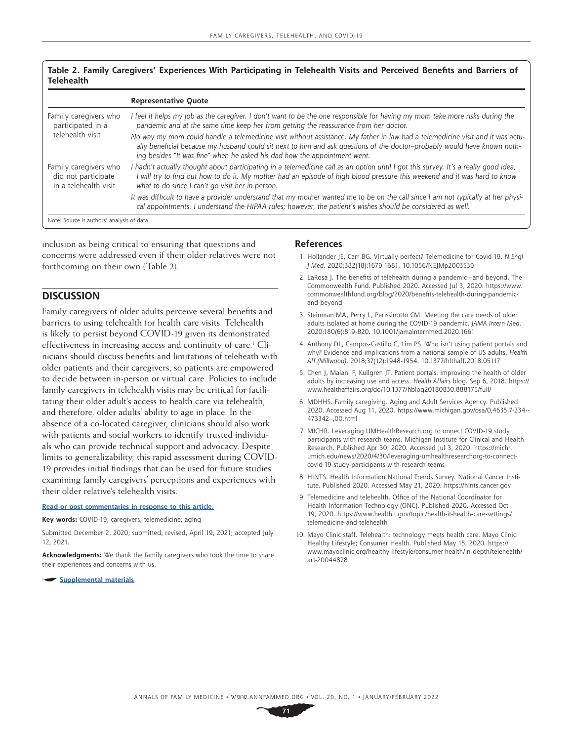**Table 2. Family Caregivers' Experiences With Participating in Telehealth Visits and Perceived Benefits and Barriers of Telehealth**

| | Representative Quote |
|---|---|
| Family caregivers who participated in a telehealth visit | *I feel it helps my job as the caregiver. I don't want to be the one responsible for having my mom take more risks during the pandemic and at the same time keep her from getting the reassurance from her doctor.* |
| | *No way my mom could handle a telemedicine visit without assistance. My father in law had a telemedicine visit and it was actually beneficial because my husband could sit next to him and ask questions of the doctor–probably would have known nothing besides "It was fine" when he asked his dad how the appointment went.* |
| Family caregivers who did not participate in a telehealth visit | *I hadn't actually thought about participating in a telemedicine call as an option until I got this survey. It's a really good idea, I will try to find out how to do it. My mother had an episode of high blood pressure this weekend and it was hard to know what to do since I can't go visit her in person.* |
| | *It was difficult to have a provider understand that my mother wanted me to be on the call since I am not typically at her physical appointments. I understand the HIPAA rules; however, the patient's wishes should be considered as well.* |

Note: Source is authors' analysis of data.

inclusion as being critical to ensuring that questions and concerns were addressed even if their older relatives were not forthcoming on their own (Table 2).

## DISCUSSION

Family caregivers of older adults perceive several benefits and barriers to using telehealth for health care visits. Telehealth is likely to persist beyond COVID-19 given its demonstrated effectiveness in increasing access and continuity of care.[1] Clinicians should discuss benefits and limitations of teleheath with older patients and their caregivers, so patients are empowered to decide between in-person or virtual care. Policies to include family caregivers in telehealth visits may be critical for facilitating their older adult's access to health care via telehealth, and therefore, older adults' ability to age in place. In the absence of a co-located caregiver, clinicians should also work with patients and social workers to identify trusted individuals who can provide technical support and advocacy. Despite limits to generalizability, this rapid assessment during COVID-19 provides initial findings that can be used for future studies examining family caregivers' perceptions and experiences with their older relative's telehealth visits.

**Read or post commentaries in response to this article.**

**Key words:** COVID-19; caregivers; telemedicine; aging

Submitted December 2, 2020; submitted, revised, April 19, 2021; accepted July 12, 2021.

**Acknowledgments:** We thank the family caregivers who took the time to share their experiences and concerns with us.

**Supplemental materials**

## References

1. Hollander JE, Carr BG. Virtually perfect? Telemedicine for Covid-19. *N Engl J Med.* 2020;382(18):1679-1681. 10.1056/NEJMp2003539
2. LaRosa J. The benefits of telehealth during a pandemic—and beyond. The Commonwealth Fund. Published 2020. Accessed Jul 3, 2020. https://www.commonwealthfund.org/blog/2020/benefits-telehealth-during-pandemic-and-beyond
3. Steinman MA, Perry L, Perissinotto CM. Meeting the care needs of older adults isolated at home during the COVID-19 pandemic. *JAMA Intern Med.* 2020;180(6):819-820. 10.1001/jamainternmed.2020.1661
4. Anthony DL, Campos-Castillo C, Lim PS. Who isn't using patient portals and why? Evidence and implications from a national sample of US adults. *Health Aff (Millwood).* 2018;37(12):1948-1954. 10.1377/hlthaff.2018.05117
5. Chen J, Malani P, Kullgren JT. Patient portals: improving the health of older adults by increasing use and access. *Health Affairs* blog. Sep 6, 2018. https://www.healthaffairs.org/do/10.1377/hblog20180830.888175/full/
6. MDHHS. Family caregiving. Aging and Adult Services Agency. Published 2020. Accessed Aug 11, 2020. https://www.michigan.gov/osa/0,4635,7-234--473342--,00.html
7. MICHR. Leveraging UMHealthResearch.org to onnect COVID-19 study participants with research teams. Michigan Institute for Clinical and Health Research. Published Apr 30, 2020. Accessed Jul 3, 2020. https://michr.umich.edu/news/2020/4/30/leveraging-umhealthresearchorg-to-connect-covid-19-study-participants-with-research-teams
8. HINTS. Health Information National Trends Survey. National Cancer Institute. Published 2020. Accessed May 21, 2020. https://hints.cancer.gov
9. Telemedicine and telehealth. Office of the National Coordinator for Health Information Technology (ONC). Published 2020. Accessed Oct 19, 2020. https://www.healthit.gov/topic/health-it-health-care-settings/telemedicine-and-telehealth
10. Mayo Clinic staff. Telehealth: technology meets health care. Mayo Clinic: Healthy Lifestyle; Consumer Health. Published May 15, 2020. https://www.mayoclinic.org/healthy-lifestyle/consumer-health/in-depth/telehealth/art-20044878